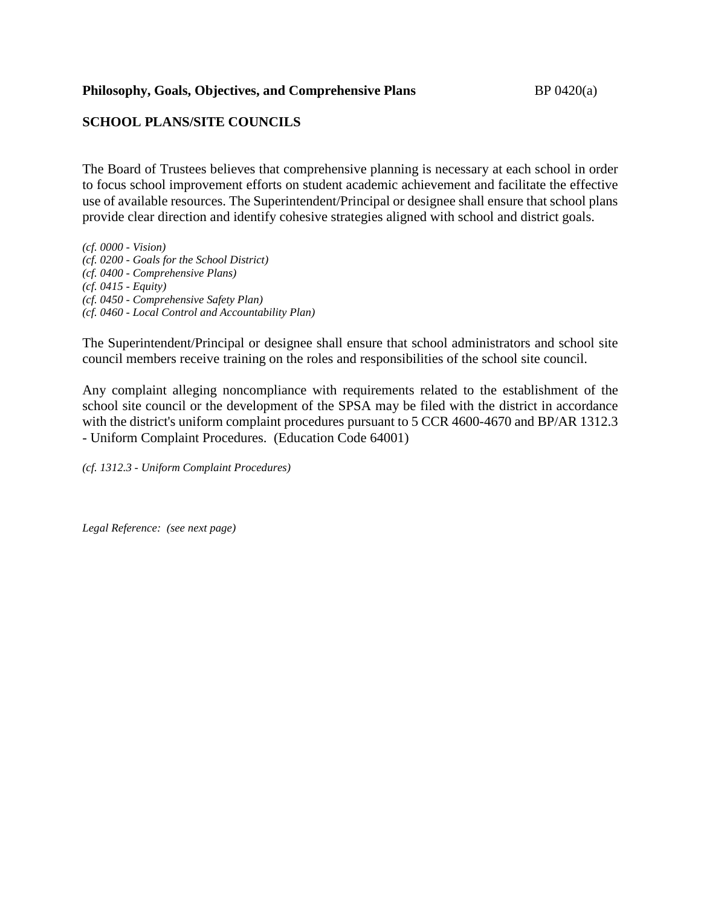**Philosophy, Goals, Objectives, and Comprehensive Plans** BP 0420(a)

## SCHOOL PLANS/SITE COUNCILS

The Board of Trustees believes that comprehensive planning is necessary at each school in order to focus school improvement efforts on student academic achievement and facilitate the effective use of available resources. The Superintendent/Principal or designee shall ensure that school plans provide clear direction and identify cohesive strategies aligned with school and district goals.

*(cf. 0000 - Vision)*
*(cf. 0200 - Goals for the School District)*
*(cf. 0400 - Comprehensive Plans)*
*(cf. 0415 - Equity)*
*(cf. 0450 - Comprehensive Safety Plan)*
*(cf. 0460 - Local Control and Accountability Plan)*

The Superintendent/Principal or designee shall ensure that school administrators and school site council members receive training on the roles and responsibilities of the school site council.

Any complaint alleging noncompliance with requirements related to the establishment of the school site council or the development of the SPSA may be filed with the district in accordance with the district's uniform complaint procedures pursuant to 5 CCR 4600-4670 and BP/AR 1312.3 - Uniform Complaint Procedures. (Education Code 64001)

*(cf. 1312.3 - Uniform Complaint Procedures)*

*Legal Reference: (see next page)*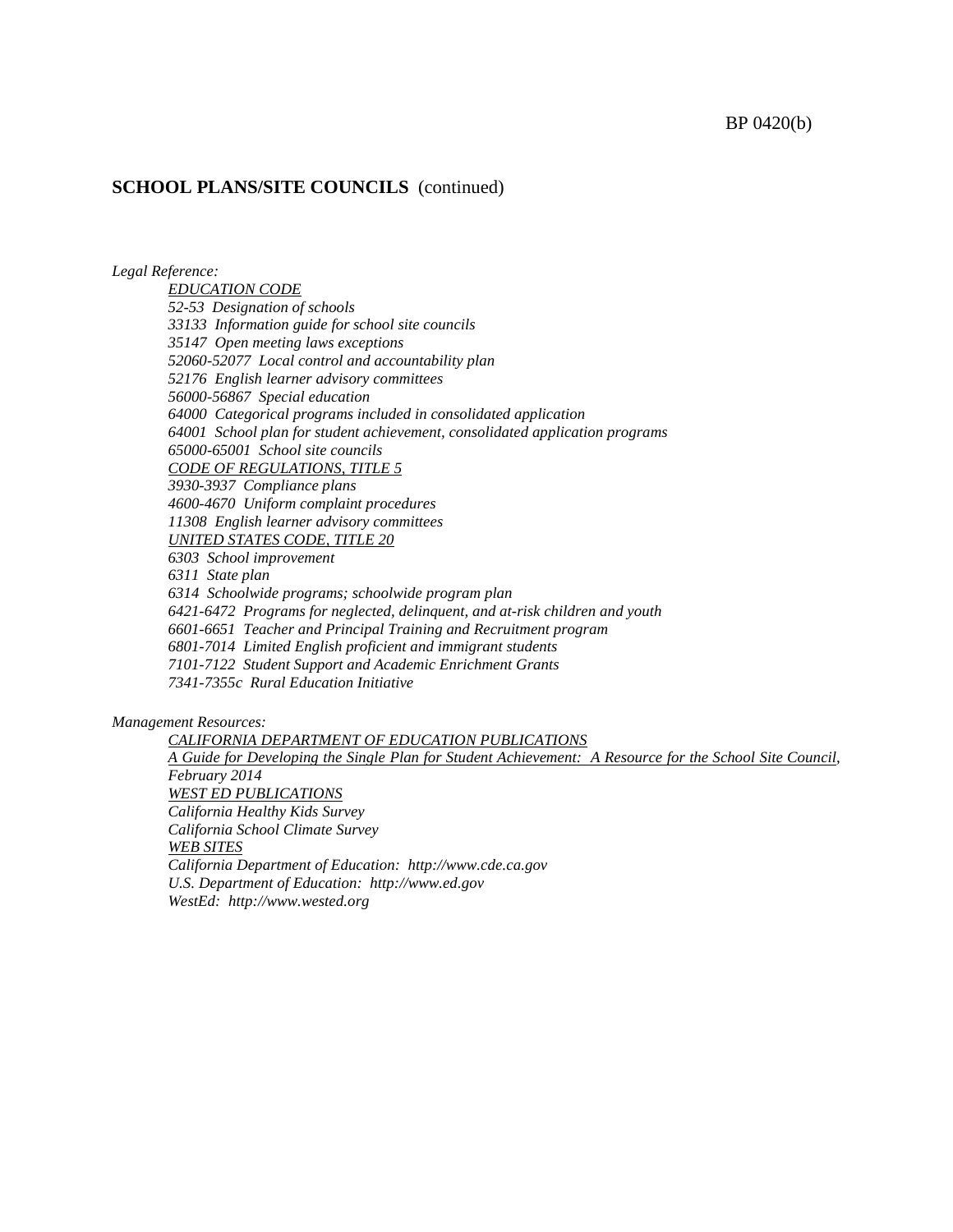**SCHOOL PLANS/SITE COUNCILS** (continued)

*Legal Reference:*

<u>*EDUCATION CODE*</u>
*52-53 Designation of schools*
*33133 Information guide for school site councils*
*35147 Open meeting laws exceptions*
*52060-52077 Local control and accountability plan*
*52176 English learner advisory committees*
*56000-56867 Special education*
*64000 Categorical programs included in consolidated application*
*64001 School plan for student achievement, consolidated application programs*
*65000-65001 School site councils*
<u>*CODE OF REGULATIONS, TITLE 5*</u>
*3930-3937 Compliance plans*
*4600-4670 Uniform complaint procedures*
*11308 English learner advisory committees*
<u>*UNITED STATES CODE, TITLE 20*</u>
*6303 School improvement*
*6311 State plan*
*6314 Schoolwide programs; schoolwide program plan*
*6421-6472 Programs for neglected, delinquent, and at-risk children and youth*
*6601-6651 Teacher and Principal Training and Recruitment program*
*6801-7014 Limited English proficient and immigrant students*
*7101-7122 Student Support and Academic Enrichment Grants*
*7341-7355c Rural Education Initiative*

*Management Resources:*

<u>*CALIFORNIA DEPARTMENT OF EDUCATION PUBLICATIONS*</u>
<u>*A Guide for Developing the Single Plan for Student Achievement: A Resource for the School Site Council*</u>*, February 2014*
<u>*WEST ED PUBLICATIONS*</u>
*California Healthy Kids Survey*
*California School Climate Survey*
<u>*WEB SITES*</u>
*California Department of Education: http://www.cde.ca.gov*
*U.S. Department of Education: http://www.ed.gov*
*WestEd: http://www.wested.org*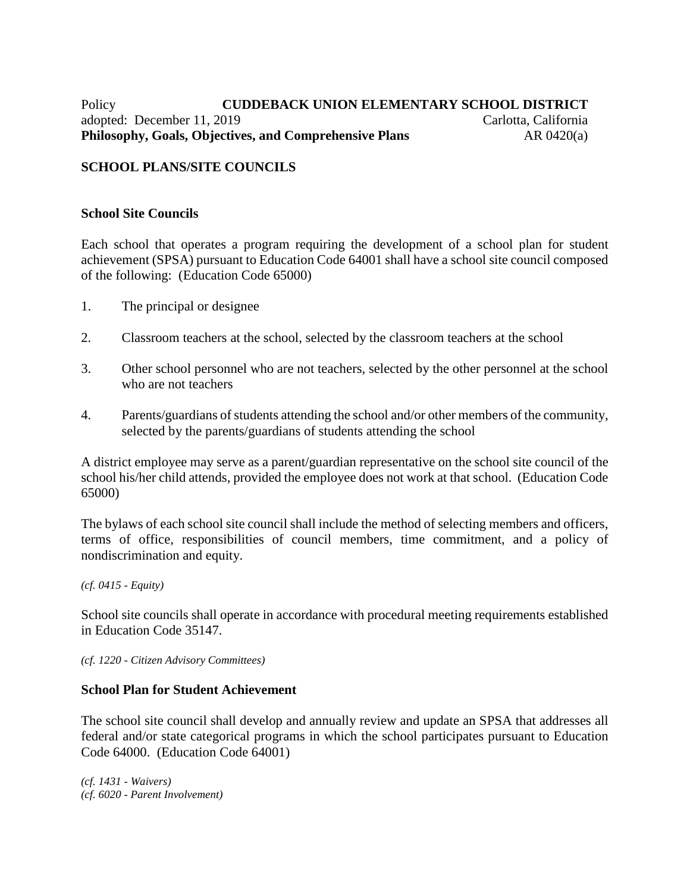Policy **CUDDEBACK UNION ELEMENTARY SCHOOL DISTRICT**
adopted: December 11, 2019 Carlotta, California
**Philosophy, Goals, Objectives, and Comprehensive Plans** AR 0420(a)

## SCHOOL PLANS/SITE COUNCILS

### School Site Councils

Each school that operates a program requiring the development of a school plan for student achievement (SPSA) pursuant to Education Code 64001 shall have a school site council composed of the following: (Education Code 65000)

1. The principal or designee

2. Classroom teachers at the school, selected by the classroom teachers at the school

3. Other school personnel who are not teachers, selected by the other personnel at the school who are not teachers

4. Parents/guardians of students attending the school and/or other members of the community, selected by the parents/guardians of students attending the school

A district employee may serve as a parent/guardian representative on the school site council of the school his/her child attends, provided the employee does not work at that school. (Education Code 65000)

The bylaws of each school site council shall include the method of selecting members and officers, terms of office, responsibilities of council members, time commitment, and a policy of nondiscrimination and equity.

*(cf. 0415 - Equity)*

School site councils shall operate in accordance with procedural meeting requirements established in Education Code 35147.

*(cf. 1220 - Citizen Advisory Committees)*

### School Plan for Student Achievement

The school site council shall develop and annually review and update an SPSA that addresses all federal and/or state categorical programs in which the school participates pursuant to Education Code 64000. (Education Code 64001)

*(cf. 1431 - Waivers)*
*(cf. 6020 - Parent Involvement)*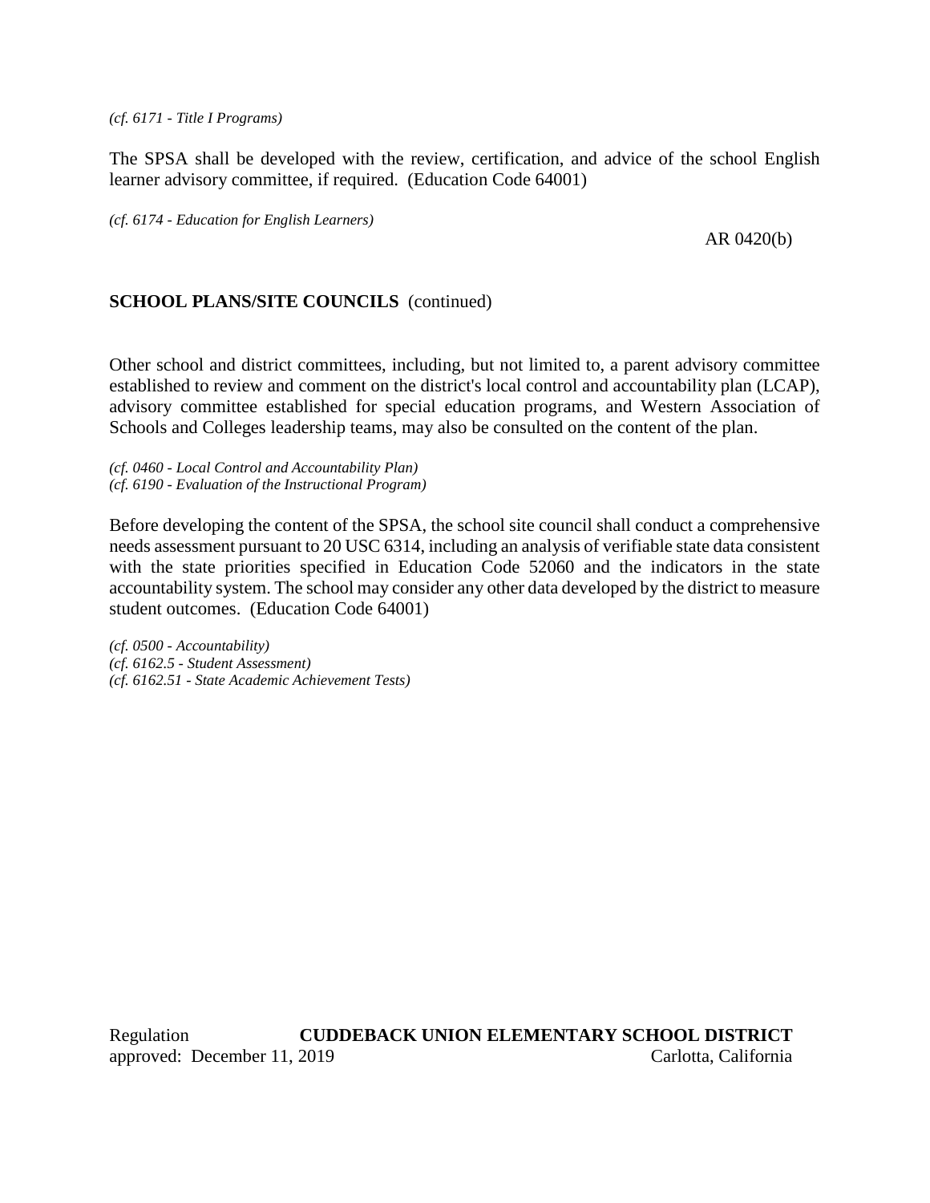*(cf. 6171 - Title I Programs)*

The SPSA shall be developed with the review, certification, and advice of the school English learner advisory committee, if required. (Education Code 64001)

*(cf. 6174 - Education for English Learners)*

Other school and district committees, including, but not limited to, a parent advisory committee established to review and comment on the district's local control and accountability plan (LCAP), advisory committee established for special education programs, and Western Association of Schools and Colleges leadership teams, may also be consulted on the content of the plan.

*(cf. 0460 - Local Control and Accountability Plan)*
*(cf. 6190 - Evaluation of the Instructional Program)*

Before developing the content of the SPSA, the school site council shall conduct a comprehensive needs assessment pursuant to 20 USC 6314, including an analysis of verifiable state data consistent with the state priorities specified in Education Code 52060 and the indicators in the state accountability system. The school may consider any other data developed by the district to measure student outcomes. (Education Code 64001)

*(cf. 0500 - Accountability)*
*(cf. 6162.5 - Student Assessment)*
*(cf. 6162.51 - State Academic Achievement Tests)*

Regulation **CUDDEBACK UNION ELEMENTARY SCHOOL DISTRICT**
approved: December 11, 2019 Carlotta, California